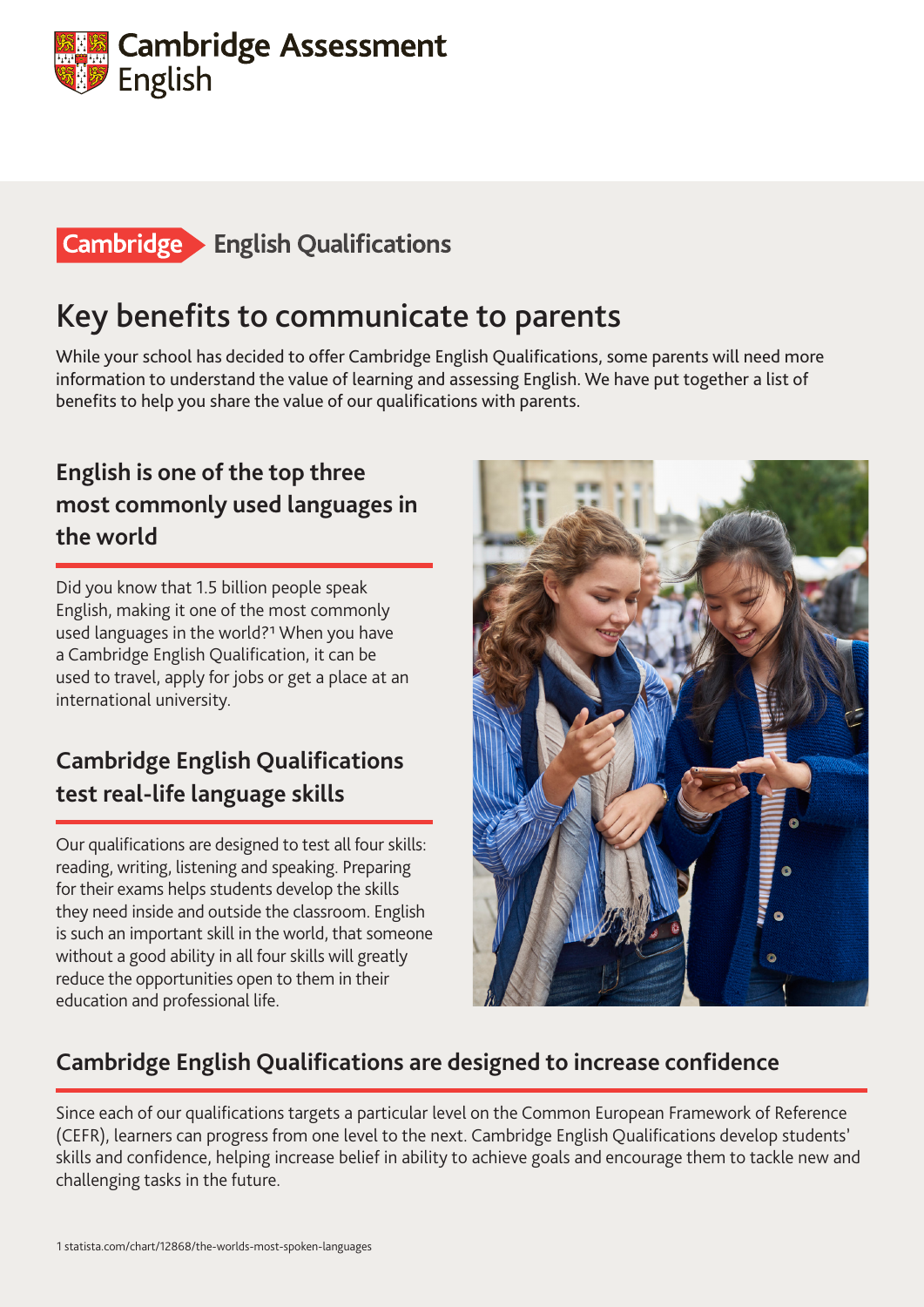Cambridge Assessment English

Cambridge English Qualifications

# Key benefits to communicate to parents

While your school has decided to offer Cambridge English Qualifications, some parents will need more information to understand the value of learning and assessing English. We have put together a list of benefits to help you share the value of our qualifications with parents.

## English is one of the top three most commonly used languages in the world

Did you know that 1.5 billion people speak English, making it one of the most commonly used languages in the world?[1] When you have a Cambridge English Qualification, it can be used to travel, apply for jobs or get a place at an international university.

## Cambridge English Qualifications test real-life language skills

Our qualifications are designed to test all four skills: reading, writing, listening and speaking. Preparing for their exams helps students develop the skills they need inside and outside the classroom. English is such an important skill in the world, that someone without a good ability in all four skills will greatly reduce the opportunities open to them in their education and professional life.

## Cambridge English Qualifications are designed to increase confidence

Since each of our qualifications targets a particular level on the Common European Framework of Reference (CEFR), learners can progress from one level to the next. Cambridge English Qualifications develop students' skills and confidence, helping increase belief in ability to achieve goals and encourage them to tackle new and challenging tasks in the future.

1 statista.com/chart/12868/the-worlds-most-spoken-languages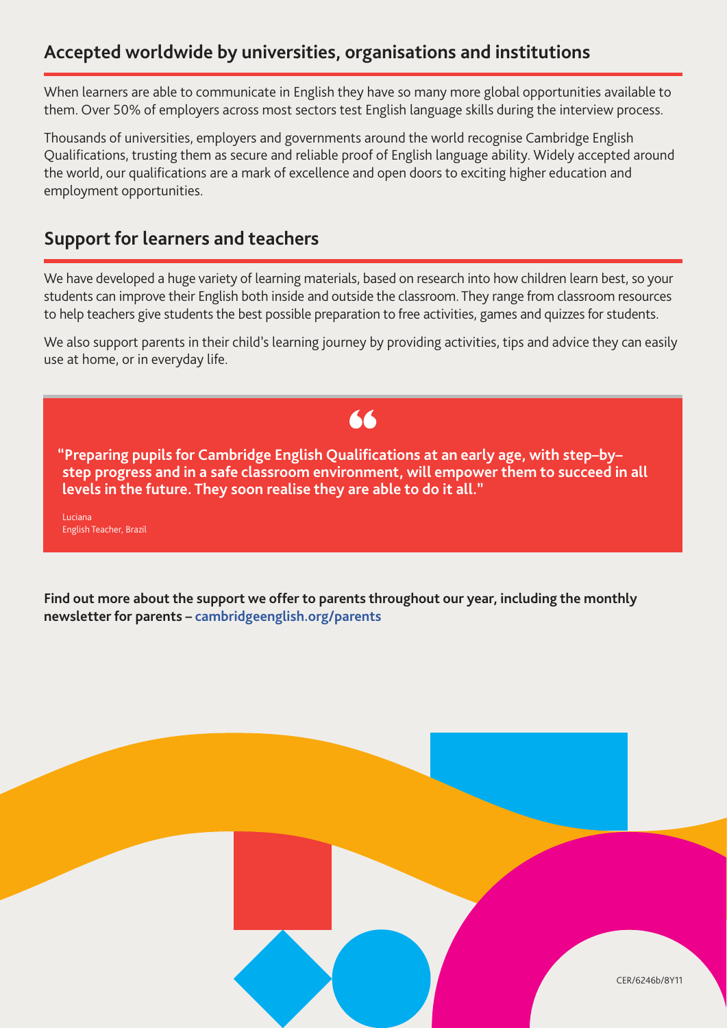## Accepted worldwide by universities, organisations and institutions

When learners are able to communicate in English they have so many more global opportunities available to them. Over 50% of employers across most sectors test English language skills during the interview process.

Thousands of universities, employers and governments around the world recognise Cambridge English Qualifications, trusting them as secure and reliable proof of English language ability. Widely accepted around the world, our qualifications are a mark of excellence and open doors to exciting higher education and employment opportunities.

## Support for learners and teachers

We have developed a huge variety of learning materials, based on research into how children learn best, so your students can improve their English both inside and outside the classroom. They range from classroom resources to help teachers give students the best possible preparation to free activities, games and quizzes for students.

We also support parents in their child's learning journey by providing activities, tips and advice they can easily use at home, or in everyday life.

> **"Preparing pupils for Cambridge English Qualifications at an early age, with step–by–step progress and in a safe classroom environment, will empower them to succeed in all levels in the future. They soon realise they are able to do it all."**
>
> Luciana
> English Teacher, Brazil

**Find out more about the support we offer to parents throughout our year, including the monthly newsletter for parents – cambridgeenglish.org/parents**

CER/6246b/8Y11